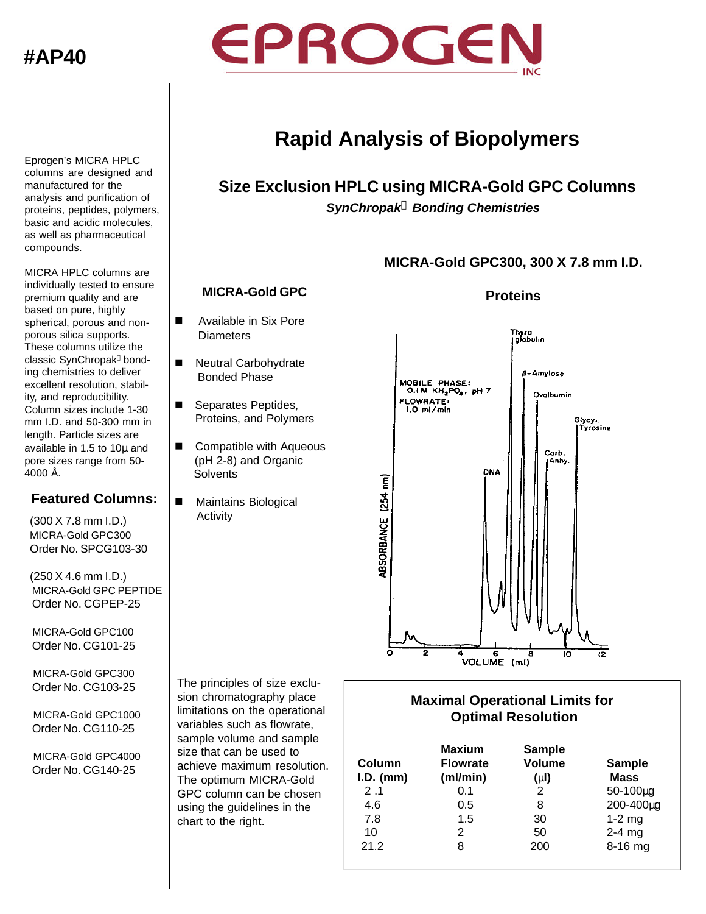#AP40

# EPROGEN INC

# Rapid Analysis of Biopolymers

## Size Exclusion HPLC using MICRA-Gold GPC Columns

***SynChropak Bonding Chemistries***

Eprogen's MICRA HPLC columns are designed and manufactured for the analysis and purification of proteins, peptides, polymers, basic and acidic molecules, as well as pharmaceutical compounds.

MICRA HPLC columns are individually tested to ensure premium quality and are based on pure, highly spherical, porous and non-porous silica supports. These columns utilize the classic SynChropak bonding chemistries to deliver excellent resolution, stability, and reproducibility. Column sizes include 1-30 mm I.D. and 50-300 mm in length. Particle sizes are available in 1.5 to 10µ and pore sizes range from 50-4000 Å.

### Featured Columns:

(300 X 7.8 mm I.D.)
MICRA-Gold GPC300
Order No. SPCG103-30

(250 X 4.6 mm I.D.)
MICRA-Gold GPC PEPTIDE
Order No. CGPEP-25

MICRA-Gold GPC100
Order No. CG101-25

MICRA-Gold GPC300
Order No. CG103-25

MICRA-Gold GPC1000
Order No. CG110-25

MICRA-Gold GPC4000
Order No. CG140-25

### MICRA-Gold GPC

- Available in Six Pore Diameters
- Neutral Carbohydrate Bonded Phase
- Separates Peptides, Proteins, and Polymers
- Compatible with Aqueous (pH 2-8) and Organic Solvents
- Maintains Biological Activity

### MICRA-Gold GPC300, 300 X 7.8 mm I.D.

**Proteins**

MOBILE PHASE: 0.1 M $KH_2PO_4$, pH 7
FLOWRATE: 1.0 ml/min

Peaks: Thyroglobulin, β-Amylose, Ovalbumin, Glycyl. Tyrosine, Carb. Anhy., DNA

ABSORBANCE (254 nm) vs. VOLUME (ml)

The principles of size exclusion chromatography place limitations on the operational variables such as flowrate, sample volume and sample size that can be used to achieve maximum resolution. The optimum MICRA-Gold GPC column can be chosen using the guidelines in the chart to the right.

### Maximal Operational Limits for Optimal Resolution

| Column I.D. (mm) | Maxium Flowrate (ml/min) | Sample Volume (µl) | Sample Mass |
|---|---|---|---|
| 2 .1 | 0.1 | 2 | 50-100µg |
| 4.6 | 0.5 | 8 | 200-400µg |
| 7.8 | 1.5 | 30 | 1-2 mg |
| 10 | 2 | 50 | 2-4 mg |
| 21.2 | 8 | 200 | 8-16 mg |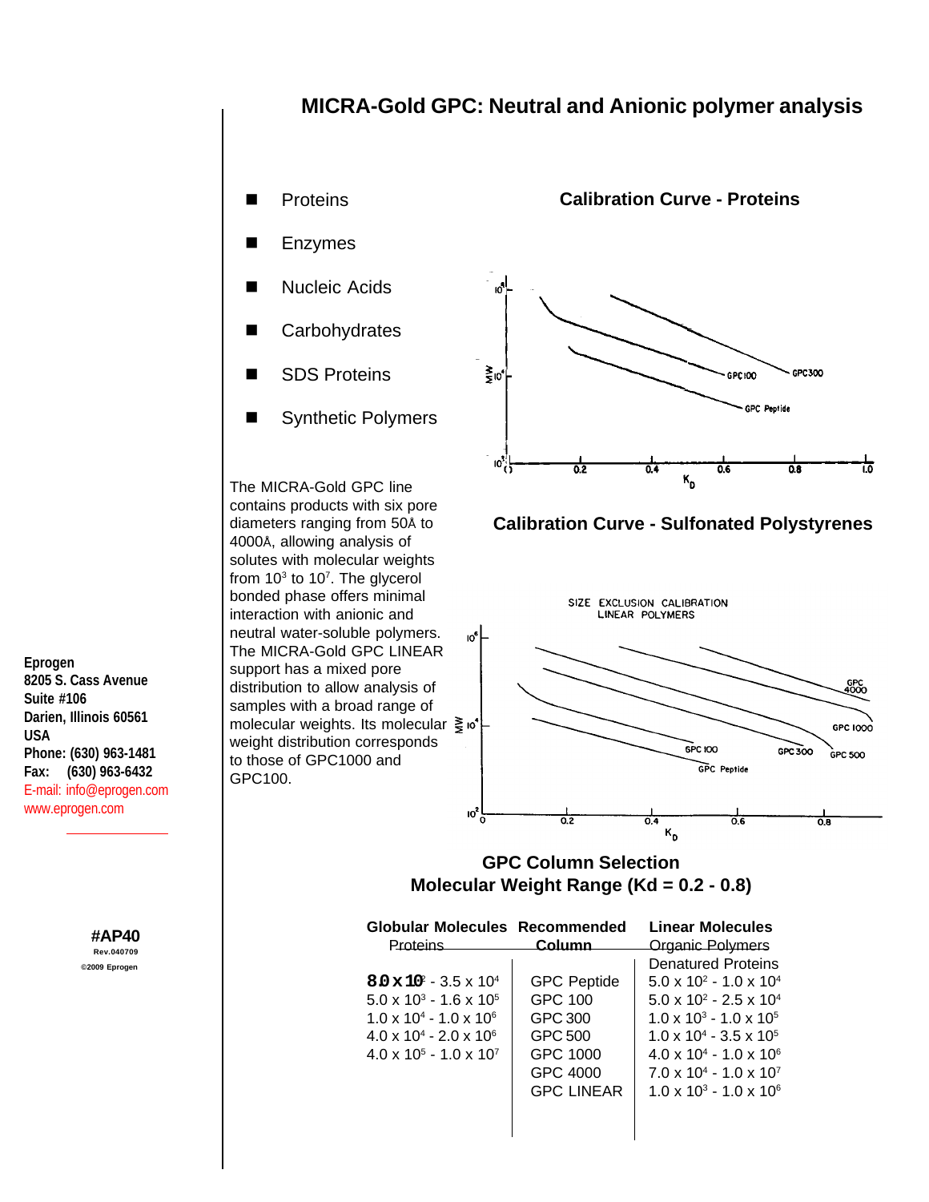# MICRA-Gold GPC: Neutral and Anionic polymer analysis

- Proteins
- Enzymes
- Nucleic Acids
- Carbohydrates
- SDS Proteins
- Synthetic Polymers

The MICRA-Gold GPC line contains products with six pore diameters ranging from 50Å to 4000Å, allowing analysis of solutes with molecular weights from $10^3$ to $10^7$. The glycerol bonded phase offers minimal interaction with anionic and neutral water-soluble polymers. The MICRA-Gold GPC LINEAR support has a mixed pore distribution to allow analysis of samples with a broad range of molecular weights. Its molecular weight distribution corresponds to those of GPC1000 and GPC100.

### Calibration Curve - Proteins

MW
$10^6$
$10^4$
$10^3$
0
0.2
0.4
0.6
0.8
1.0
$K_D$
GPC300
GPC100
GPC Peptide

### Calibration Curve - Sulfonated Polystyrenes

SIZE EXCLUSION CALIBRATION
LINEAR POLYMERS

MW
$10^6$
$10^4$
$10^2$
0
0.2
0.4
0.6
0.8
$K_D$
GPC 4000
GPC 1000
GPC 500
GPC 300
GPC 100
GPC Peptide

### GPC Column Selection
### Molecular Weight Range (Kd = 0.2 - 0.8)

| Globular Molecules Proteins | Recommended Column | Linear Molecules Organic Polymers Denatured Proteins |
|---|---|---|
| $8.0 \times 10^2$ - $3.5 \times 10^4$ | GPC Peptide | $5.0 \times 10^2$ - $1.0 \times 10^4$ |
| $5.0 \times 10^3$ - $1.6 \times 10^5$ | GPC 100 | $5.0 \times 10^2$ - $2.5 \times 10^4$ |
| $1.0 \times 10^4$ - $1.0 \times 10^6$ | GPC 300 | $1.0 \times 10^3$ - $1.0 \times 10^5$ |
| $4.0 \times 10^4$ - $2.0 \times 10^6$ | GPC 500 | $1.0 \times 10^4$ - $3.5 \times 10^5$ |
| $4.0 \times 10^5$ - $1.0 \times 10^7$ | GPC 1000 | $4.0 \times 10^4$ - $1.0 \times 10^6$ |
| | GPC 4000 | $7.0 \times 10^4$ - $1.0 \times 10^7$ |
| | GPC LINEAR | $1.0 \times 10^3$ - $1.0 \times 10^6$ |

**Eprogen**
**8205 S. Cass Avenue**
**Suite #106**
**Darien, Illinois 60561**
**USA**
**Phone: (630) 963-1481**
**Fax: (630) 963-6432**
E-mail: info@eprogen.com
www.eprogen.com

**#AP40**
Rev.040709
©2009 Eprogen